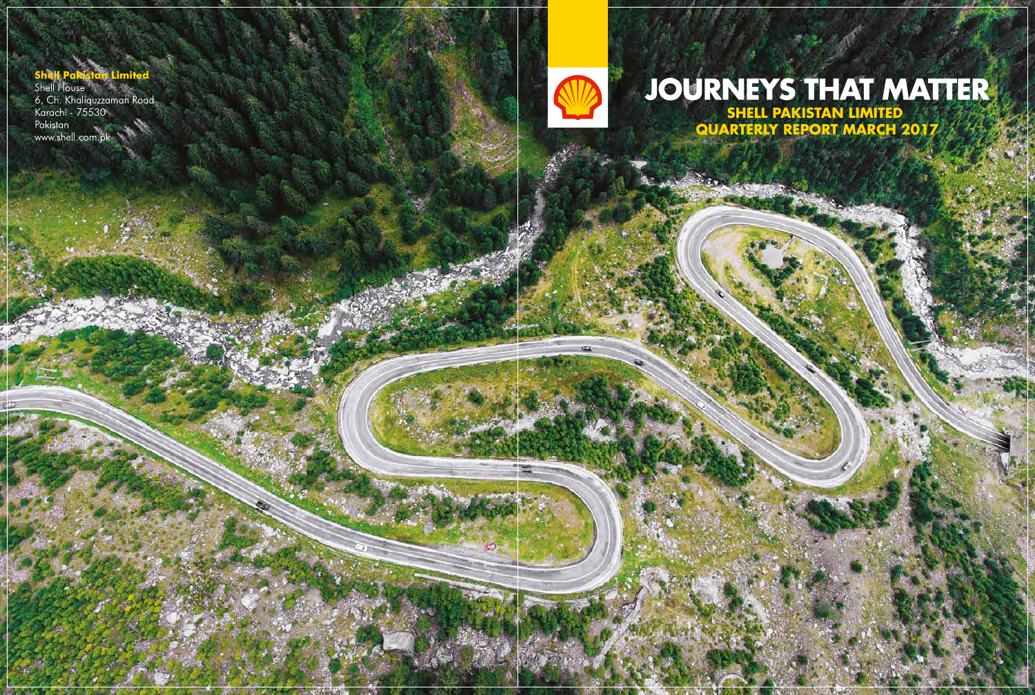**Shell Pakistan Limited**
Shell House
6, Ch. Khaliquzzaman Road
Karachi - 75530
Pakistan
www.shell.com.pk

# JOURNEYS THAT MATTER

## SHELL PAKISTAN LIMITED
## QUARTERLY REPORT MARCH 2017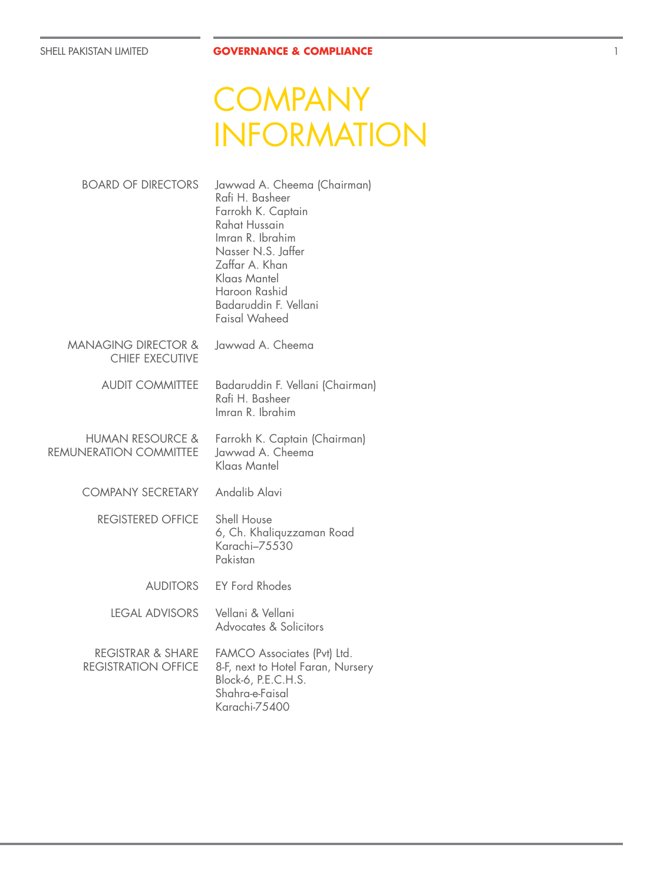# COMPANY INFORMATION

**BOARD OF DIRECTORS**

Jawwad A. Cheema (Chairman)
Rafi H. Basheer
Farrokh K. Captain
Rahat Hussain
Imran R. Ibrahim
Nasser N.S. Jaffer
Zaffar A. Khan
Klaas Mantel
Haroon Rashid
Badaruddin F. Vellani
Faisal Waheed

**MANAGING DIRECTOR & CHIEF EXECUTIVE**

Jawwad A. Cheema

**AUDIT COMMITTEE**

Badaruddin F. Vellani (Chairman)
Rafi H. Basheer
Imran R. Ibrahim

**HUMAN RESOURCE & REMUNERATION COMMITTEE**

Farrokh K. Captain (Chairman)
Jawwad A. Cheema
Klaas Mantel

**COMPANY SECRETARY**

Andalib Alavi

**REGISTERED OFFICE**

Shell House
6, Ch. Khaliquzzaman Road
Karachi–75530
Pakistan

**AUDITORS**

EY Ford Rhodes

**LEGAL ADVISORS**

Vellani & Vellani
Advocates & Solicitors

**REGISTRAR & SHARE REGISTRATION OFFICE**

FAMCO Associates (Pvt) Ltd.
8-F, next to Hotel Faran, Nursery
Block-6, P.E.C.H.S.
Shahra-e-Faisal
Karachi-75400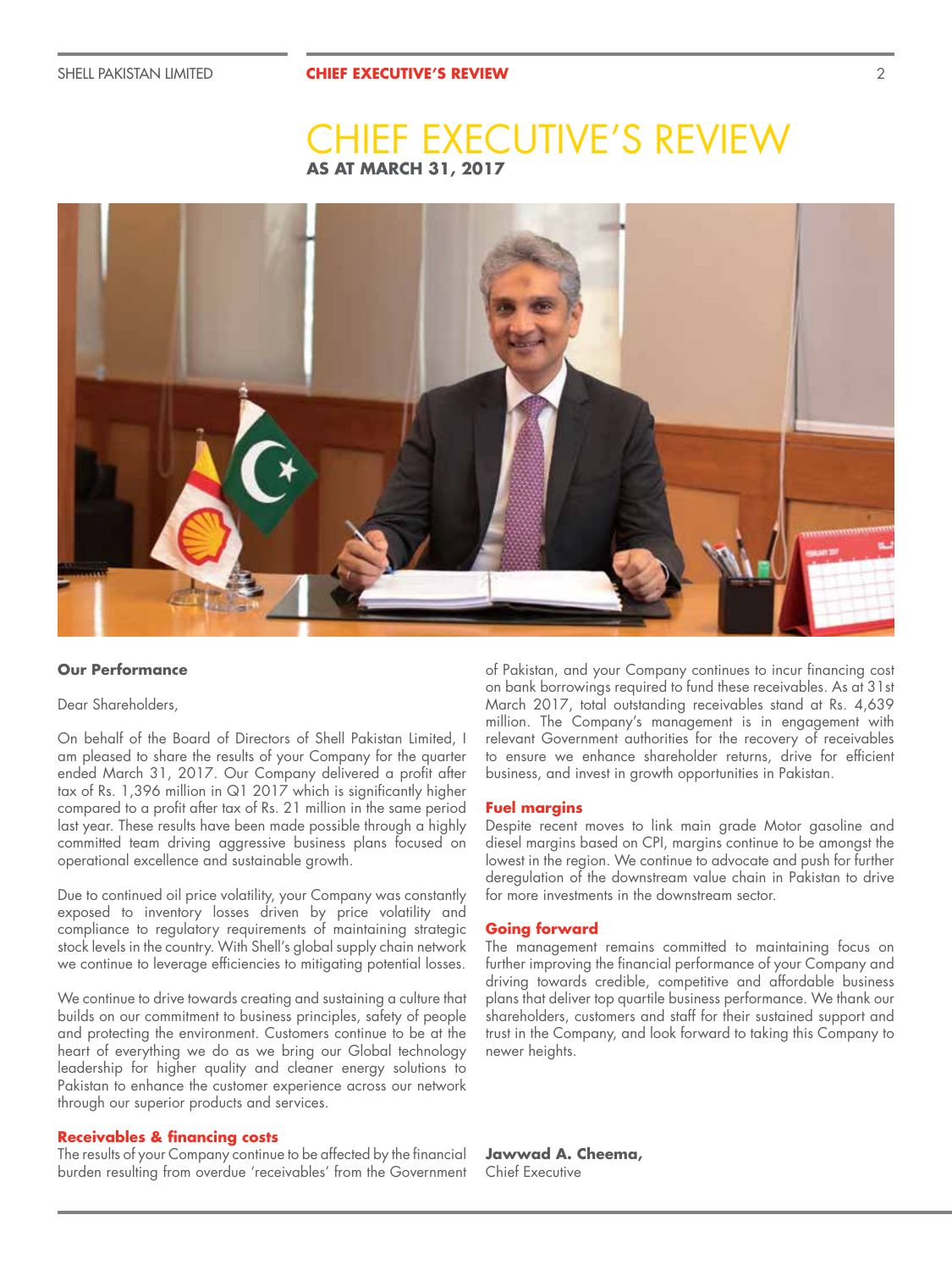# CHIEF EXECUTIVE'S REVIEW

**AS AT MARCH 31, 2017**

### Our Performance

Dear Shareholders,

On behalf of the Board of Directors of Shell Pakistan Limited, I am pleased to share the results of your Company for the quarter ended March 31, 2017. Our Company delivered a profit after tax of Rs. 1,396 million in Q1 2017 which is significantly higher compared to a profit after tax of Rs. 21 million in the same period last year. These results have been made possible through a highly committed team driving aggressive business plans focused on operational excellence and sustainable growth.

Due to continued oil price volatility, your Company was constantly exposed to inventory losses driven by price volatility and compliance to regulatory requirements of maintaining strategic stock levels in the country. With Shell's global supply chain network we continue to leverage efficiencies to mitigating potential losses.

We continue to drive towards creating and sustaining a culture that builds on our commitment to business principles, safety of people and protecting the environment. Customers continue to be at the heart of everything we do as we bring our Global technology leadership for higher quality and cleaner energy solutions to Pakistan to enhance the customer experience across our network through our superior products and services.

### Receivables & financing costs

The results of your Company continue to be affected by the financial burden resulting from overdue 'receivables' from the Government of Pakistan, and your Company continues to incur financing cost on bank borrowings required to fund these receivables. As at 31st March 2017, total outstanding receivables stand at Rs. 4,639 million. The Company's management is in engagement with relevant Government authorities for the recovery of receivables to ensure we enhance shareholder returns, drive for efficient business, and invest in growth opportunities in Pakistan.

### Fuel margins

Despite recent moves to link main grade Motor gasoline and diesel margins based on CPI, margins continue to be amongst the lowest in the region. We continue to advocate and push for further deregulation of the downstream value chain in Pakistan to drive for more investments in the downstream sector.

### Going forward

The management remains committed to maintaining focus on further improving the financial performance of your Company and driving towards credible, competitive and affordable business plans that deliver top quartile business performance. We thank our shareholders, customers and staff for their sustained support and trust in the Company, and look forward to taking this Company to newer heights.

**Jawwad A. Cheema,**
Chief Executive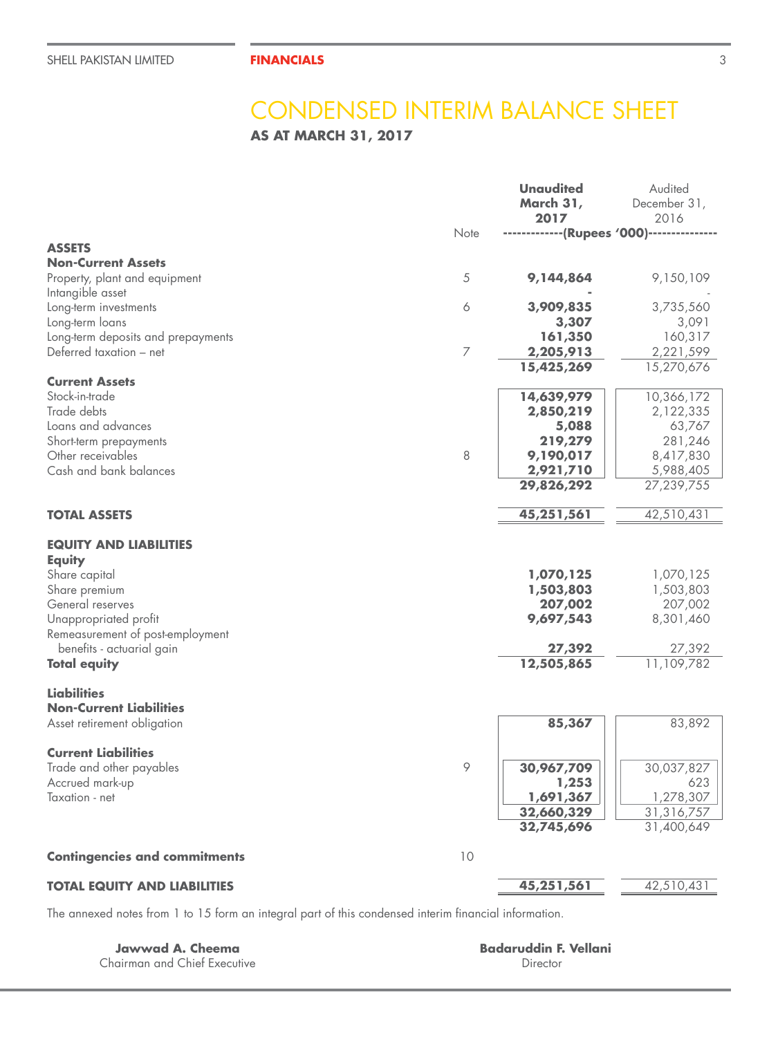# CONDENSED INTERIM BALANCE SHEET

**AS AT MARCH 31, 2017**

| | Note | **Unaudited March 31, 2017** | Audited December 31, 2016 |
|---|---|---|---|
| | | **(Rupees '000)** | |
| **ASSETS** | | | |
| **Non-Current Assets** | | | |
| Property, plant and equipment | 5 | **9,144,864** | 9,150,109 |
| Intangible asset | | **-** | - |
| Long-term investments | 6 | **3,909,835** | 3,735,560 |
| Long-term loans | | **3,307** | 3,091 |
| Long-term deposits and prepayments | | **161,350** | 160,317 |
| Deferred taxation – net | 7 | **2,205,913** | 2,221,599 |
| | | **15,425,269** | 15,270,676 |
| **Current Assets** | | | |
| Stock-in-trade | | **14,639,979** | 10,366,172 |
| Trade debts | | **2,850,219** | 2,122,335 |
| Loans and advances | | **5,088** | 63,767 |
| Short-term prepayments | | **219,279** | 281,246 |
| Other receivables | 8 | **9,190,017** | 8,417,830 |
| Cash and bank balances | | **2,921,710** | 5,988,405 |
| | | **29,826,292** | 27,239,755 |
| **TOTAL ASSETS** | | **45,251,561** | 42,510,431 |
| **EQUITY AND LIABILITIES** | | | |
| **Equity** | | | |
| Share capital | | **1,070,125** | 1,070,125 |
| Share premium | | **1,503,803** | 1,503,803 |
| General reserves | | **207,002** | 207,002 |
| Unappropriated profit | | **9,697,543** | 8,301,460 |
| Remeasurement of post-employment benefits - actuarial gain | | **27,392** | 27,392 |
| **Total equity** | | **12,505,865** | 11,109,782 |
| **Liabilities** | | | |
| **Non-Current Liabilities** | | | |
| Asset retirement obligation | | **85,367** | 83,892 |
| **Current Liabilities** | | | |
| Trade and other payables | 9 | **30,967,709** | 30,037,827 |
| Accrued mark-up | | **1,253** | 623 |
| Taxation - net | | **1,691,367** | 1,278,307 |
| | | **32,660,329** | 31,316,757 |
| | | **32,745,696** | 31,400,649 |
| **Contingencies and commitments** | 10 | | |
| **TOTAL EQUITY AND LIABILITIES** | | **45,251,561** | 42,510,431 |

The annexed notes from 1 to 15 form an integral part of this condensed interim financial information.

**Jawwad A. Cheema**
Chairman and Chief Executive

**Badaruddin F. Vellani**
Director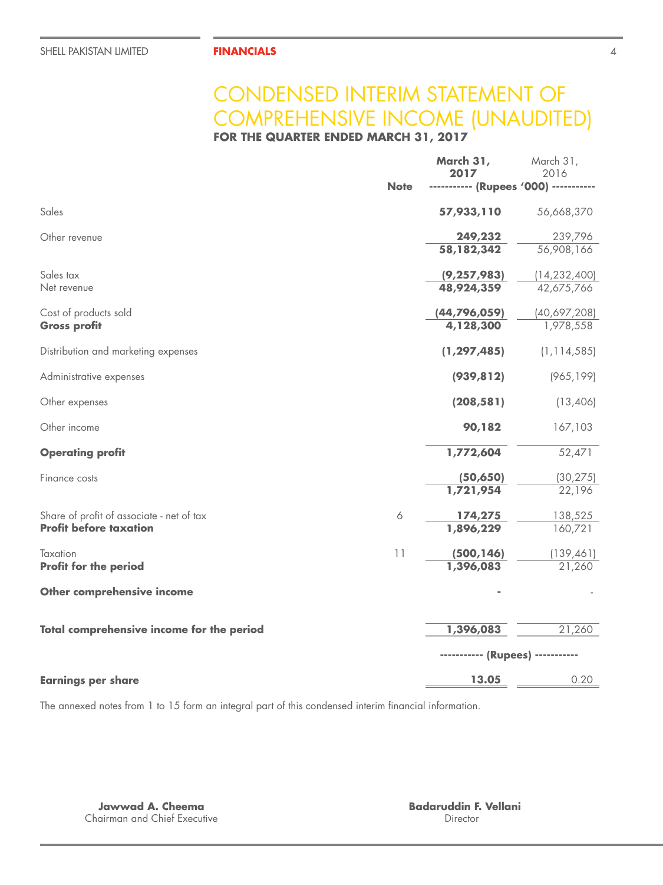# CONDENSED INTERIM STATEMENT OF COMPREHENSIVE INCOME (UNAUDITED)

**FOR THE QUARTER ENDED MARCH 31, 2017**

| | Note | **March 31, 2017** | March 31, 2016 |
|---|---|---|---|
| | | ----------- (Rupees '000) ----------- | |
| Sales | | **57,933,110** | 56,668,370 |
| Other revenue | | **249,232** | 239,796 |
| | | **58,182,342** | 56,908,166 |
| Sales tax | | **(9,257,983)** | (14,232,400) |
| Net revenue | | **48,924,359** | 42,675,766 |
| Cost of products sold | | **(44,796,059)** | (40,697,208) |
| **Gross profit** | | **4,128,300** | 1,978,558 |
| Distribution and marketing expenses | | **(1,297,485)** | (1,114,585) |
| Administrative expenses | | **(939,812)** | (965,199) |
| Other expenses | | **(208,581)** | (13,406) |
| Other income | | **90,182** | 167,103 |
| **Operating profit** | | **1,772,604** | 52,471 |
| Finance costs | | **(50,650)** | (30,275) |
| | | **1,721,954** | 22,196 |
| Share of profit of associate - net of tax | 6 | **174,275** | 138,525 |
| **Profit before taxation** | | **1,896,229** | 160,721 |
| Taxation | 11 | **(500,146)** | (139,461) |
| **Profit for the period** | | **1,396,083** | 21,260 |
| **Other comprehensive income** | | **-** | - |
| **Total comprehensive income for the period** | | **1,396,083** | 21,260 |
| | | ----------- (Rupees) ----------- | |
| **Earnings per share** | | **13.05** | 0.20 |

The annexed notes from 1 to 15 form an integral part of this condensed interim financial information.

**Jawwad A. Cheema**
Chairman and Chief Executive

**Badaruddin F. Vellani**
Director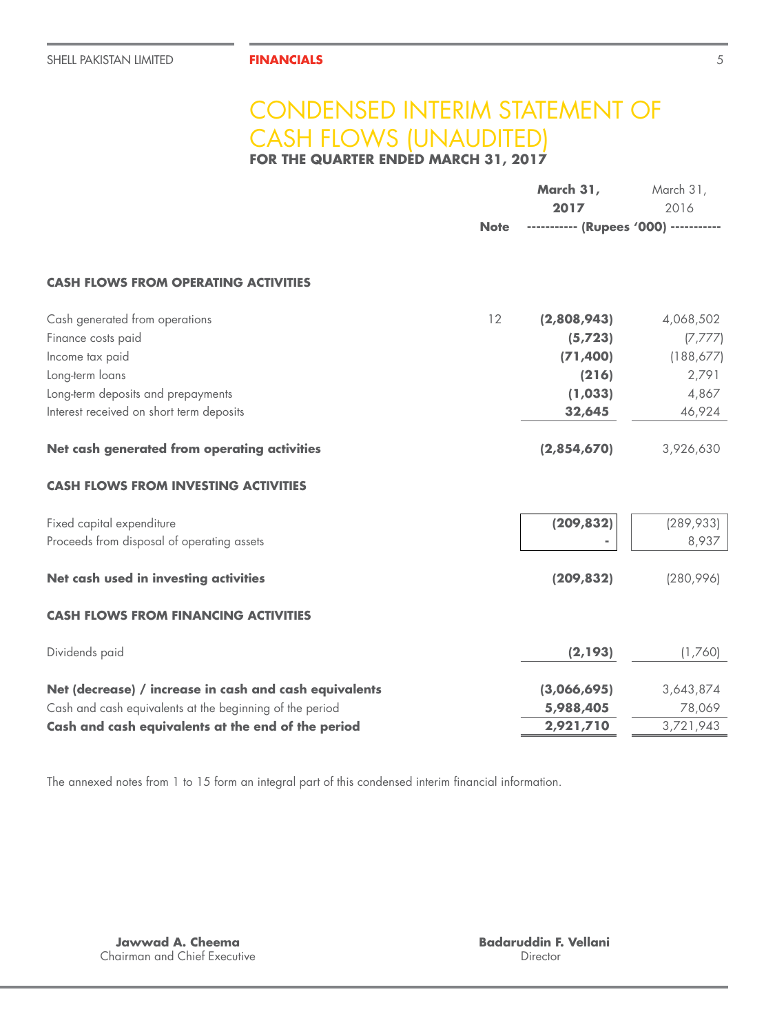# CONDENSED INTERIM STATEMENT OF CASH FLOWS (UNAUDITED)

**FOR THE QUARTER ENDED MARCH 31, 2017**

| | Note | **March 31, 2017** | March 31, 2016 |
|---|---|---|---|
| | | ----------- (Rupees '000) ----------- | |
| **CASH FLOWS FROM OPERATING ACTIVITIES** | | | |
| Cash generated from operations | 12 | **(2,808,943)** | 4,068,502 |
| Finance costs paid | | **(5,723)** | (7,777) |
| Income tax paid | | **(71,400)** | (188,677) |
| Long-term loans | | **(216)** | 2,791 |
| Long-term deposits and prepayments | | **(1,033)** | 4,867 |
| Interest received on short term deposits | | **32,645** | 46,924 |
| **Net cash generated from operating activities** | | **(2,854,670)** | 3,926,630 |
| **CASH FLOWS FROM INVESTING ACTIVITIES** | | | |
| Fixed capital expenditure | | **(209,832)** | (289,933) |
| Proceeds from disposal of operating assets | | **-** | 8,937 |
| **Net cash used in investing activities** | | **(209,832)** | (280,996) |
| **CASH FLOWS FROM FINANCING ACTIVITIES** | | | |
| Dividends paid | | **(2,193)** | (1,760) |
| **Net (decrease) / increase in cash and cash equivalents** | | **(3,066,695)** | 3,643,874 |
| Cash and cash equivalents at the beginning of the period | | **5,988,405** | 78,069 |
| **Cash and cash equivalents at the end of the period** | | **2,921,710** | 3,721,943 |

The annexed notes from 1 to 15 form an integral part of this condensed interim financial information.

**Jawwad A. Cheema**
Chairman and Chief Executive

**Badaruddin F. Vellani**
Director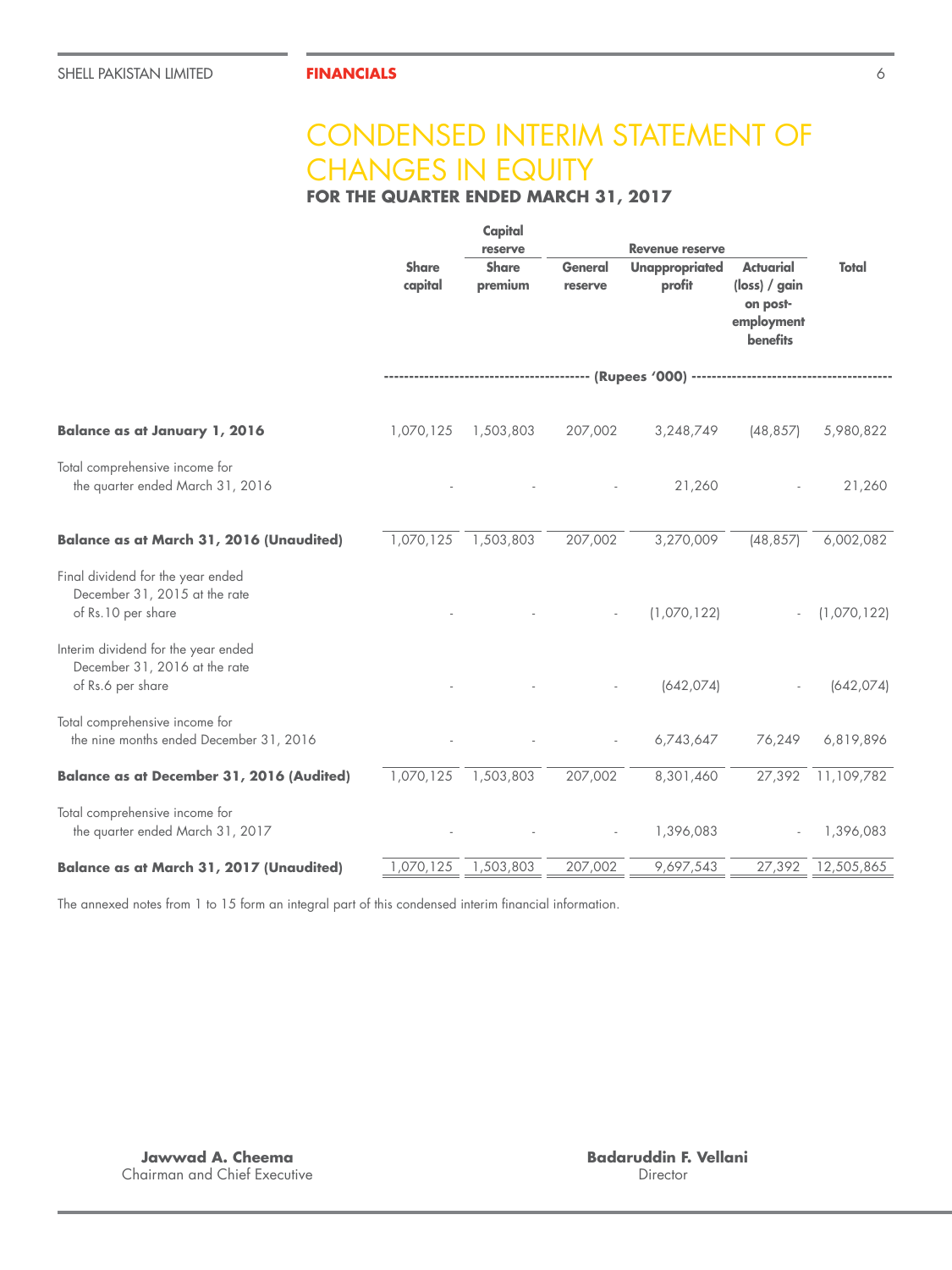# CONDENSED INTERIM STATEMENT OF CHANGES IN EQUITY

**FOR THE QUARTER ENDED MARCH 31, 2017**

| | | Capital reserve | Revenue reserve | | | |
|---|---|---|---|---|---|---|
| | Share capital | Share premium | General reserve | Unappropriated profit | Actuarial (loss) / gain on post-employment benefits | Total |
| | (Rupees '000) | | | | | |
| **Balance as at January 1, 2016** | 1,070,125 | 1,503,803 | 207,002 | 3,248,749 | (48,857) | 5,980,822 |
| Total comprehensive income for the quarter ended March 31, 2016 | - | - | - | 21,260 | - | 21,260 |
| **Balance as at March 31, 2016 (Unaudited)** | 1,070,125 | 1,503,803 | 207,002 | 3,270,009 | (48,857) | 6,002,082 |
| Final dividend for the year ended December 31, 2015 at the rate of Rs.10 per share | - | - | - | (1,070,122) | - | (1,070,122) |
| Interim dividend for the year ended December 31, 2016 at the rate of Rs.6 per share | - | - | - | (642,074) | - | (642,074) |
| Total comprehensive income for the nine months ended December 31, 2016 | - | - | - | 6,743,647 | 76,249 | 6,819,896 |
| **Balance as at December 31, 2016 (Audited)** | 1,070,125 | 1,503,803 | 207,002 | 8,301,460 | 27,392 | 11,109,782 |
| Total comprehensive income for the quarter ended March 31, 2017 | - | - | - | 1,396,083 | - | 1,396,083 |
| **Balance as at March 31, 2017 (Unaudited)** | 1,070,125 | 1,503,803 | 207,002 | 9,697,543 | 27,392 | 12,505,865 |

The annexed notes from 1 to 15 form an integral part of this condensed interim financial information.

**Jawwad A. Cheema**
Chairman and Chief Executive

**Badaruddin F. Vellani**
Director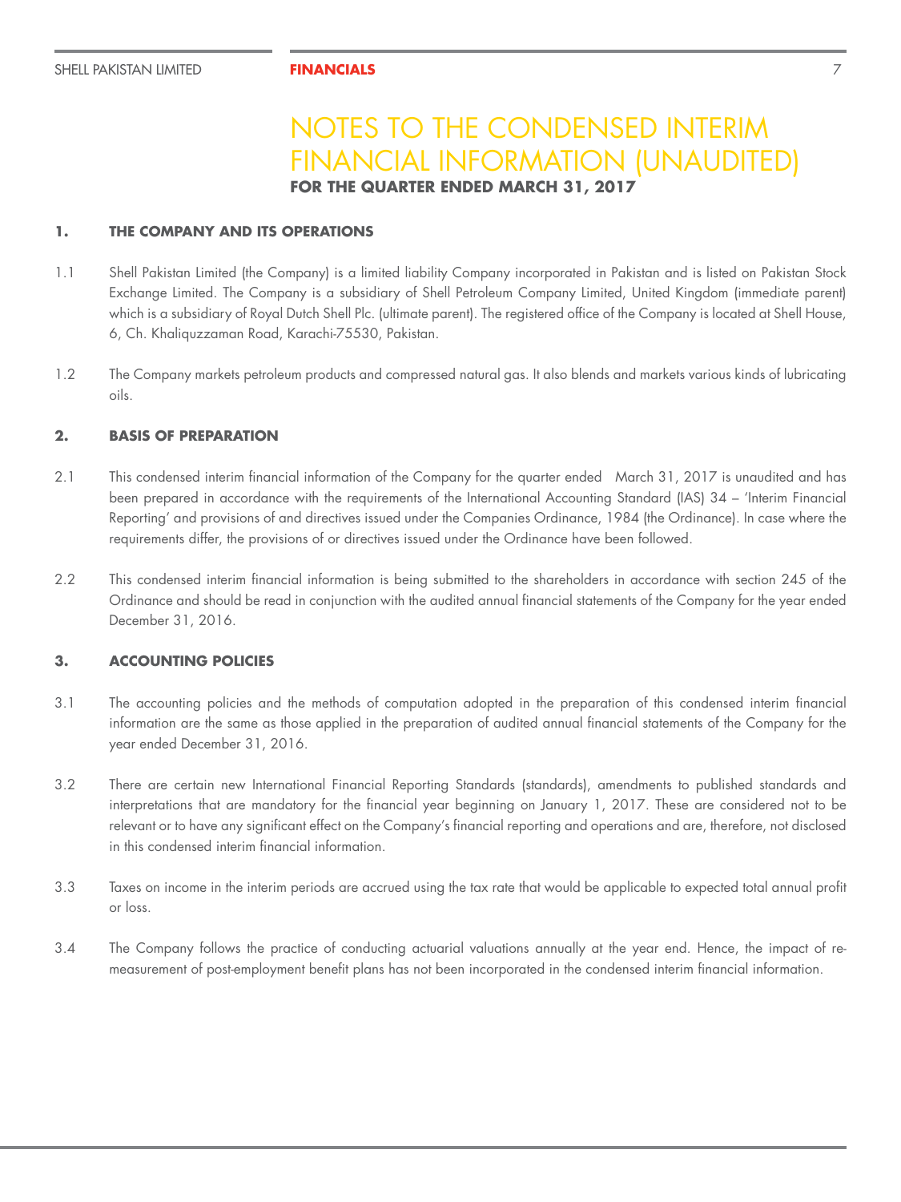# NOTES TO THE CONDENSED INTERIM FINANCIAL INFORMATION (UNAUDITED)

**FOR THE QUARTER ENDED MARCH 31, 2017**

## 1. THE COMPANY AND ITS OPERATIONS

1.1 Shell Pakistan Limited (the Company) is a limited liability Company incorporated in Pakistan and is listed on Pakistan Stock Exchange Limited. The Company is a subsidiary of Shell Petroleum Company Limited, United Kingdom (immediate parent) which is a subsidiary of Royal Dutch Shell Plc. (ultimate parent). The registered office of the Company is located at Shell House, 6, Ch. Khaliquzzaman Road, Karachi-75530, Pakistan.

1.2 The Company markets petroleum products and compressed natural gas. It also blends and markets various kinds of lubricating oils.

## 2. BASIS OF PREPARATION

2.1 This condensed interim financial information of the Company for the quarter ended March 31, 2017 is unaudited and has been prepared in accordance with the requirements of the International Accounting Standard (IAS) 34 – 'Interim Financial Reporting' and provisions of and directives issued under the Companies Ordinance, 1984 (the Ordinance). In case where the requirements differ, the provisions of or directives issued under the Ordinance have been followed.

2.2 This condensed interim financial information is being submitted to the shareholders in accordance with section 245 of the Ordinance and should be read in conjunction with the audited annual financial statements of the Company for the year ended December 31, 2016.

## 3. ACCOUNTING POLICIES

3.1 The accounting policies and the methods of computation adopted in the preparation of this condensed interim financial information are the same as those applied in the preparation of audited annual financial statements of the Company for the year ended December 31, 2016.

3.2 There are certain new International Financial Reporting Standards (standards), amendments to published standards and interpretations that are mandatory for the financial year beginning on January 1, 2017. These are considered not to be relevant or to have any significant effect on the Company's financial reporting and operations and are, therefore, not disclosed in this condensed interim financial information.

3.3 Taxes on income in the interim periods are accrued using the tax rate that would be applicable to expected total annual profit or loss.

3.4 The Company follows the practice of conducting actuarial valuations annually at the year end. Hence, the impact of re-measurement of post-employment benefit plans has not been incorporated in the condensed interim financial information.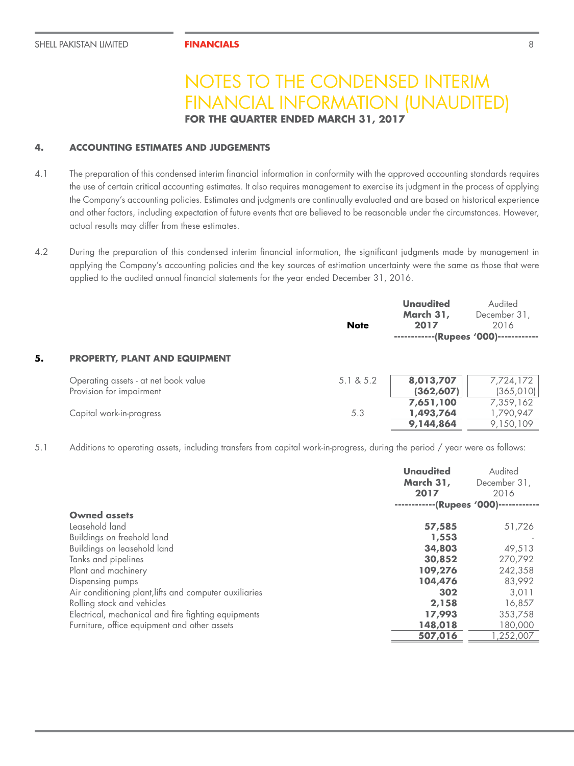# NOTES TO THE CONDENSED INTERIM FINANCIAL INFORMATION (UNAUDITED)

**FOR THE QUARTER ENDED MARCH 31, 2017**

## 4. ACCOUNTING ESTIMATES AND JUDGEMENTS

4.1 The preparation of this condensed interim financial information in conformity with the approved accounting standards requires the use of certain critical accounting estimates. It also requires management to exercise its judgment in the process of applying the Company's accounting policies. Estimates and judgments are continually evaluated and are based on historical experience and other factors, including expectation of future events that are believed to be reasonable under the circumstances. However, actual results may differ from these estimates.

4.2 During the preparation of this condensed interim financial information, the significant judgments made by management in applying the Company's accounting policies and the key sources of estimation uncertainty were the same as those that were applied to the audited annual financial statements for the year ended December 31, 2016.

## 5. PROPERTY, PLANT AND EQUIPMENT

| | Note | **Unaudited March 31, 2017** | Audited December 31, 2016 |
|---|---|---|---|
| | | (Rupees '000) | |
| Operating assets - at net book value | 5.1 & 5.2 | **8,013,707** | 7,724,172 |
| Provision for impairment | | **(362,607)** | (365,010) |
| | | **7,651,100** | 7,359,162 |
| Capital work-in-progress | 5.3 | **1,493,764** | 1,790,947 |
| | | **9,144,864** | 9,150,109 |

5.1 Additions to operating assets, including transfers from capital work-in-progress, during the period / year were as follows:

| | **Unaudited March 31, 2017** | Audited December 31, 2016 |
|---|---|---|
| | (Rupees '000) | |
| **Owned assets** | | |
| Leasehold land | **57,585** | 51,726 |
| Buildings on freehold land | **1,553** | - |
| Buildings on leasehold land | **34,803** | 49,513 |
| Tanks and pipelines | **30,852** | 270,792 |
| Plant and machinery | **109,276** | 242,358 |
| Dispensing pumps | **104,476** | 83,992 |
| Air conditioning plant,lifts and computer auxiliaries | **302** | 3,011 |
| Rolling stock and vehicles | **2,158** | 16,857 |
| Electrical, mechanical and fire fighting equipments | **17,993** | 353,758 |
| Furniture, office equipment and other assets | **148,018** | 180,000 |
| | **507,016** | 1,252,007 |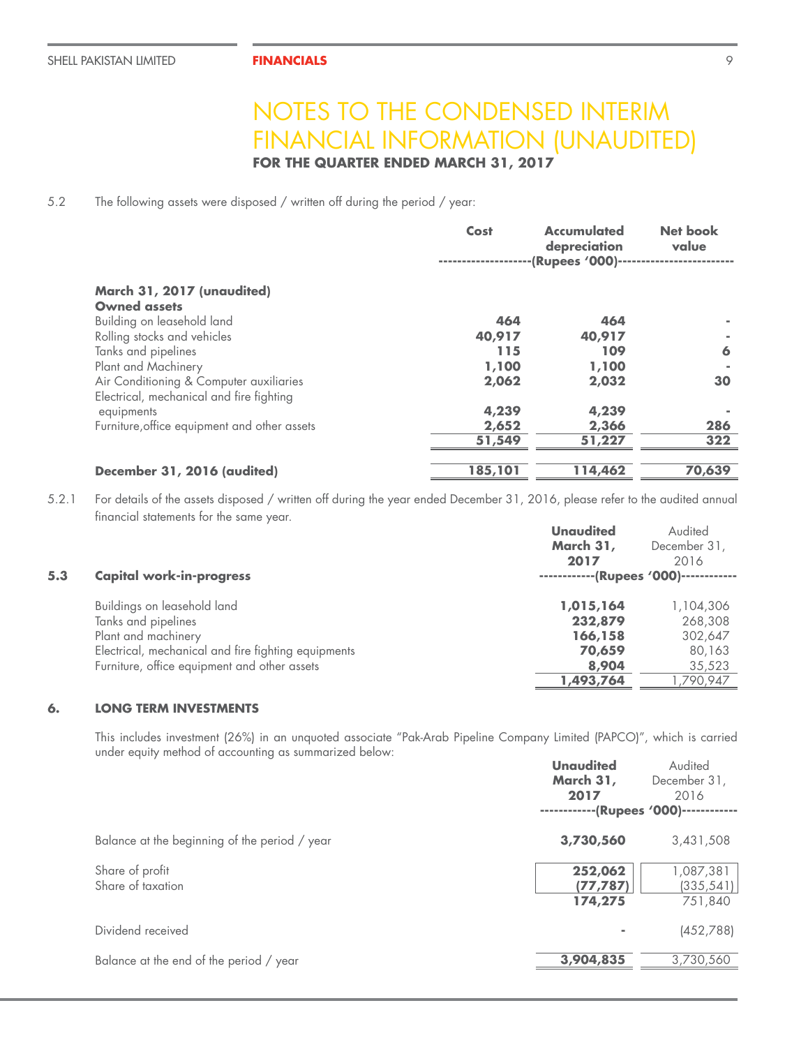# NOTES TO THE CONDENSED INTERIM FINANCIAL INFORMATION (UNAUDITED)

**FOR THE QUARTER ENDED MARCH 31, 2017**

5.2 The following assets were disposed / written off during the period / year:

| | Cost | Accumulated depreciation | Net book value |
|---|---|---|---|
| | --------------------(Rupees '000)-------------------- | | |
| **March 31, 2017 (unaudited)** | | | |
| **Owned assets** | | | |
| Building on leasehold land | **464** | **464** | **-** |
| Rolling stocks and vehicles | **40,917** | **40,917** | **-** |
| Tanks and pipelines | **115** | **109** | **6** |
| Plant and Machinery | **1,100** | **1,100** | **-** |
| Air Conditioning & Computer auxiliaries | **2,062** | **2,032** | **30** |
| Electrical, mechanical and fire fighting equipments | **4,239** | **4,239** | **-** |
| Furniture,office equipment and other assets | **2,652** | **2,366** | **286** |
| | **51,549** | **51,227** | **322** |
| **December 31, 2016 (audited)** | **185,101** | **114,462** | **70,639** |

5.2.1 For details of the assets disposed / written off during the year ended December 31, 2016, please refer to the audited annual financial statements for the same year.

| **5.3 Capital work-in-progress** | **Unaudited March 31, 2017** | Audited December 31, 2016 |
|---|---|---|
| | ------------(Rupees '000)------------ | |
| Buildings on leasehold land | **1,015,164** | 1,104,306 |
| Tanks and pipelines | **232,879** | 268,308 |
| Plant and machinery | **166,158** | 302,647 |
| Electrical, mechanical and fire fighting equipments | **70,659** | 80,163 |
| Furniture, office equipment and other assets | **8,904** | 35,523 |
| | **1,493,764** | 1,790,947 |

## 6. LONG TERM INVESTMENTS

This includes investment (26%) in an unquoted associate "Pak-Arab Pipeline Company Limited (PAPCO)", which is carried under equity method of accounting as summarized below:

| | **Unaudited March 31, 2017** | Audited December 31, 2016 |
|---|---|---|
| | ------------(Rupees '000)------------ | |
| Balance at the beginning of the period / year | **3,730,560** | 3,431,508 |
| Share of profit | **252,062** | 1,087,381 |
| Share of taxation | **(77,787)** | (335,541) |
| | **174,275** | 751,840 |
| Dividend received | **-** | (452,788) |
| Balance at the end of the period / year | **3,904,835** | 3,730,560 |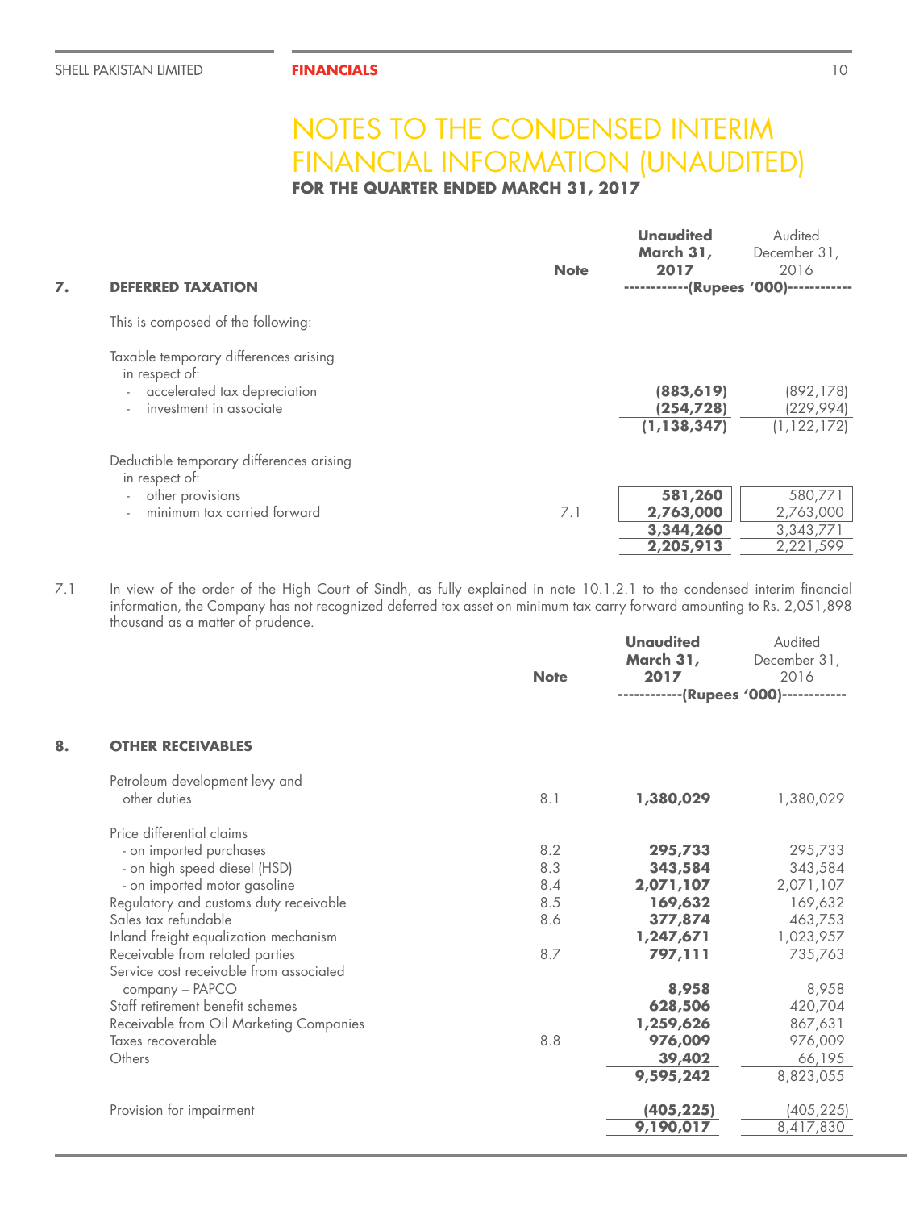# NOTES TO THE CONDENSED INTERIM FINANCIAL INFORMATION (UNAUDITED)

**FOR THE QUARTER ENDED MARCH 31, 2017**

## 7. DEFERRED TAXATION

| | Note | **Unaudited March 31, 2017** | Audited December 31, 2016 |
|---|---|---|---|
| | | ------------(Rupees '000)------------ | |
| This is composed of the following: | | | |
| Taxable temporary differences arising in respect of: | | | |
| - accelerated tax depreciation | | **(883,619)** | (892,178) |
| - investment in associate | | **(254,728)** | (229,994) |
| | | **(1,138,347)** | (1,122,172) |
| Deductible temporary differences arising in respect of: | | | |
| - other provisions | | **581,260** | 580,771 |
| - minimum tax carried forward | 7.1 | **2,763,000** | 2,763,000 |
| | | **3,344,260** | 3,343,771 |
| | | **2,205,913** | 2,221,599 |

7.1 In view of the order of the High Court of Sindh, as fully explained in note 10.1.2.1 to the condensed interim financial information, the Company has not recognized deferred tax asset on minimum tax carry forward amounting to Rs. 2,051,898 thousand as a matter of prudence.

## 8. OTHER RECEIVABLES

| | Note | **Unaudited March 31, 2017** | Audited December 31, 2016 |
|---|---|---|---|
| | | ------------(Rupees '000)------------ | |
| Petroleum development levy and other duties | 8.1 | **1,380,029** | 1,380,029 |
| Price differential claims | | | |
| - on imported purchases | 8.2 | **295,733** | 295,733 |
| - on high speed diesel (HSD) | 8.3 | **343,584** | 343,584 |
| - on imported motor gasoline | 8.4 | **2,071,107** | 2,071,107 |
| Regulatory and customs duty receivable | 8.5 | **169,632** | 169,632 |
| Sales tax refundable | 8.6 | **377,874** | 463,753 |
| Inland freight equalization mechanism | | **1,247,671** | 1,023,957 |
| Receivable from related parties | 8.7 | **797,111** | 735,763 |
| Service cost receivable from associated company – PAPCO | | **8,958** | 8,958 |
| Staff retirement benefit schemes | | **628,506** | 420,704 |
| Receivable from Oil Marketing Companies | | **1,259,626** | 867,631 |
| Taxes recoverable | 8.8 | **976,009** | 976,009 |
| Others | | **39,402** | 66,195 |
| | | **9,595,242** | 8,823,055 |
| Provision for impairment | | **(405,225)** | (405,225) |
| | | **9,190,017** | 8,417,830 |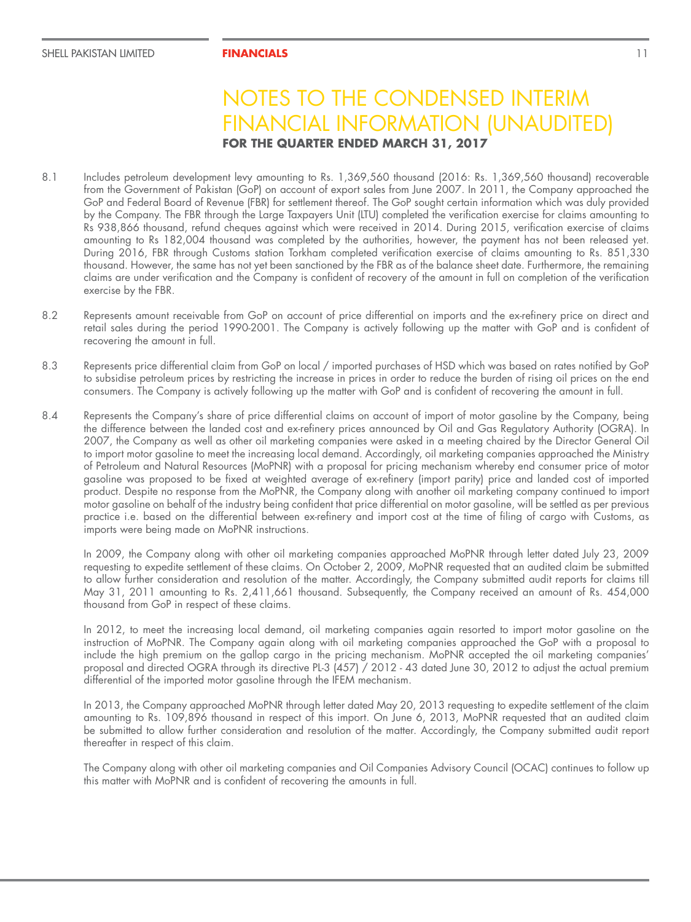# NOTES TO THE CONDENSED INTERIM FINANCIAL INFORMATION (UNAUDITED)

**FOR THE QUARTER ENDED MARCH 31, 2017**

8.1 Includes petroleum development levy amounting to Rs. 1,369,560 thousand (2016: Rs. 1,369,560 thousand) recoverable from the Government of Pakistan (GoP) on account of export sales from June 2007. In 2011, the Company approached the GoP and Federal Board of Revenue (FBR) for settlement thereof. The GoP sought certain information which was duly provided by the Company. The FBR through the Large Taxpayers Unit (LTU) completed the verification exercise for claims amounting to Rs 938,866 thousand, refund cheques against which were received in 2014. During 2015, verification exercise of claims amounting to Rs 182,004 thousand was completed by the authorities, however, the payment has not been released yet. During 2016, FBR through Customs station Torkham completed verification exercise of claims amounting to Rs. 851,330 thousand. However, the same has not yet been sanctioned by the FBR as of the balance sheet date. Furthermore, the remaining claims are under verification and the Company is confident of recovery of the amount in full on completion of the verification exercise by the FBR.

8.2 Represents amount receivable from GoP on account of price differential on imports and the ex-refinery price on direct and retail sales during the period 1990-2001. The Company is actively following up the matter with GoP and is confident of recovering the amount in full.

8.3 Represents price differential claim from GoP on local / imported purchases of HSD which was based on rates notified by GoP to subsidise petroleum prices by restricting the increase in prices in order to reduce the burden of rising oil prices on the end consumers. The Company is actively following up the matter with GoP and is confident of recovering the amount in full.

8.4 Represents the Company's share of price differential claims on account of import of motor gasoline by the Company, being the difference between the landed cost and ex-refinery prices announced by Oil and Gas Regulatory Authority (OGRA). In 2007, the Company as well as other oil marketing companies were asked in a meeting chaired by the Director General Oil to import motor gasoline to meet the increasing local demand. Accordingly, oil marketing companies approached the Ministry of Petroleum and Natural Resources (MoPNR) with a proposal for pricing mechanism whereby end consumer price of motor gasoline was proposed to be fixed at weighted average of ex-refinery (import parity) price and landed cost of imported product. Despite no response from the MoPNR, the Company along with another oil marketing company continued to import motor gasoline on behalf of the industry being confident that price differential on motor gasoline, will be settled as per previous practice i.e. based on the differential between ex-refinery and import cost at the time of filing of cargo with Customs, as imports were being made on MoPNR instructions.

In 2009, the Company along with other oil marketing companies approached MoPNR through letter dated July 23, 2009 requesting to expedite settlement of these claims. On October 2, 2009, MoPNR requested that an audited claim be submitted to allow further consideration and resolution of the matter. Accordingly, the Company submitted audit reports for claims till May 31, 2011 amounting to Rs. 2,411,661 thousand. Subsequently, the Company received an amount of Rs. 454,000 thousand from GoP in respect of these claims.

In 2012, to meet the increasing local demand, oil marketing companies again resorted to import motor gasoline on the instruction of MoPNR. The Company again along with oil marketing companies approached the GoP with a proposal to include the high premium on the gallop cargo in the pricing mechanism. MoPNR accepted the oil marketing companies' proposal and directed OGRA through its directive PL-3 (457) / 2012 - 43 dated June 30, 2012 to adjust the actual premium differential of the imported motor gasoline through the IFEM mechanism.

In 2013, the Company approached MoPNR through letter dated May 20, 2013 requesting to expedite settlement of the claim amounting to Rs. 109,896 thousand in respect of this import. On June 6, 2013, MoPNR requested that an audited claim be submitted to allow further consideration and resolution of the matter. Accordingly, the Company submitted audit report thereafter in respect of this claim.

The Company along with other oil marketing companies and Oil Companies Advisory Council (OCAC) continues to follow up this matter with MoPNR and is confident of recovering the amounts in full.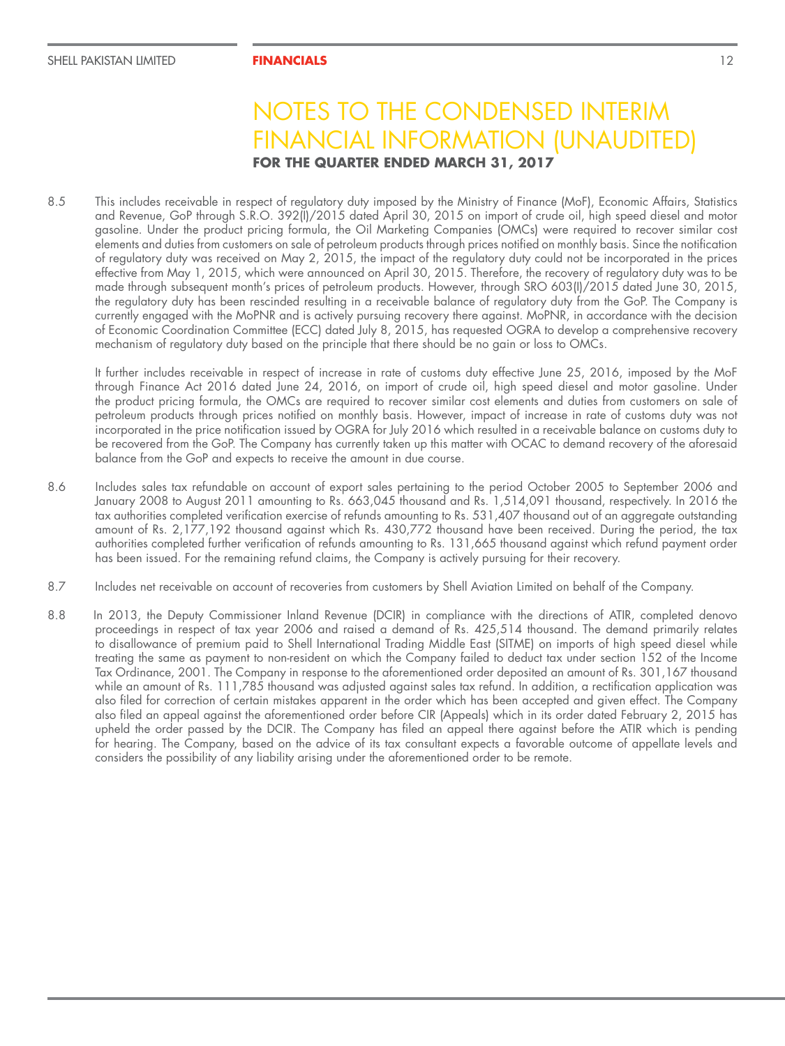# NOTES TO THE CONDENSED INTERIM FINANCIAL INFORMATION (UNAUDITED)

**FOR THE QUARTER ENDED MARCH 31, 2017**

8.5 This includes receivable in respect of regulatory duty imposed by the Ministry of Finance (MoF), Economic Affairs, Statistics and Revenue, GoP through S.R.O. 392(I)/2015 dated April 30, 2015 on import of crude oil, high speed diesel and motor gasoline. Under the product pricing formula, the Oil Marketing Companies (OMCs) were required to recover similar cost elements and duties from customers on sale of petroleum products through prices notified on monthly basis. Since the notification of regulatory duty was received on May 2, 2015, the impact of the regulatory duty could not be incorporated in the prices effective from May 1, 2015, which were announced on April 30, 2015. Therefore, the recovery of regulatory duty was to be made through subsequent month's prices of petroleum products. However, through SRO 603(I)/2015 dated June 30, 2015, the regulatory duty has been rescinded resulting in a receivable balance of regulatory duty from the GoP. The Company is currently engaged with the MoPNR and is actively pursuing recovery there against. MoPNR, in accordance with the decision of Economic Coordination Committee (ECC) dated July 8, 2015, has requested OGRA to develop a comprehensive recovery mechanism of regulatory duty based on the principle that there should be no gain or loss to OMCs.

It further includes receivable in respect of increase in rate of customs duty effective June 25, 2016, imposed by the MoF through Finance Act 2016 dated June 24, 2016, on import of crude oil, high speed diesel and motor gasoline. Under the product pricing formula, the OMCs are required to recover similar cost elements and duties from customers on sale of petroleum products through prices notified on monthly basis. However, impact of increase in rate of customs duty was not incorporated in the price notification issued by OGRA for July 2016 which resulted in a receivable balance on customs duty to be recovered from the GoP. The Company has currently taken up this matter with OCAC to demand recovery of the aforesaid balance from the GoP and expects to receive the amount in due course.

8.6 Includes sales tax refundable on account of export sales pertaining to the period October 2005 to September 2006 and January 2008 to August 2011 amounting to Rs. 663,045 thousand and Rs. 1,514,091 thousand, respectively. In 2016 the tax authorities completed verification exercise of refunds amounting to Rs. 531,407 thousand out of an aggregate outstanding amount of Rs. 2,177,192 thousand against which Rs. 430,772 thousand have been received. During the period, the tax authorities completed further verification of refunds amounting to Rs. 131,665 thousand against which refund payment order has been issued. For the remaining refund claims, the Company is actively pursuing for their recovery.

8.7 Includes net receivable on account of recoveries from customers by Shell Aviation Limited on behalf of the Company.

8.8 In 2013, the Deputy Commissioner Inland Revenue (DCIR) in compliance with the directions of ATIR, completed denovo proceedings in respect of tax year 2006 and raised a demand of Rs. 425,514 thousand. The demand primarily relates to disallowance of premium paid to Shell International Trading Middle East (SITME) on imports of high speed diesel while treating the same as payment to non-resident on which the Company failed to deduct tax under section 152 of the Income Tax Ordinance, 2001. The Company in response to the aforementioned order deposited an amount of Rs. 301,167 thousand while an amount of Rs. 111,785 thousand was adjusted against sales tax refund. In addition, a rectification application was also filed for correction of certain mistakes apparent in the order which has been accepted and given effect. The Company also filed an appeal against the aforementioned order before CIR (Appeals) which in its order dated February 2, 2015 has upheld the order passed by the DCIR. The Company has filed an appeal there against before the ATIR which is pending for hearing. The Company, based on the advice of its tax consultant expects a favorable outcome of appellate levels and considers the possibility of any liability arising under the aforementioned order to be remote.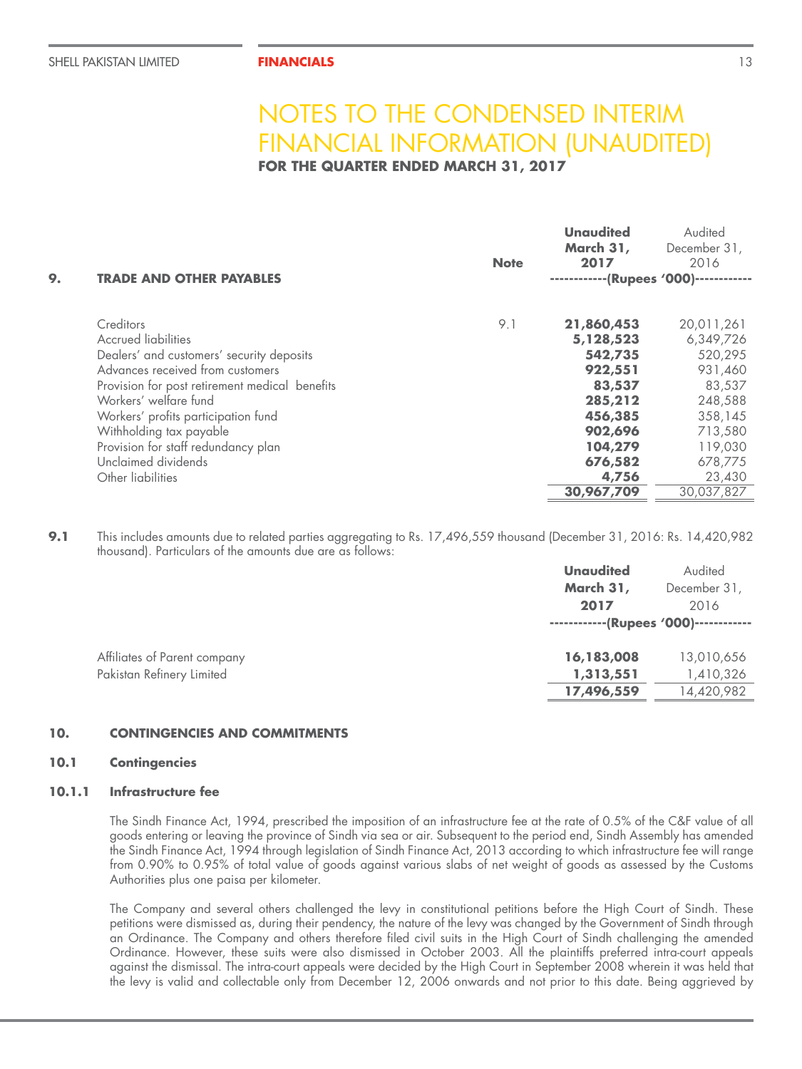# NOTES TO THE CONDENSED INTERIM FINANCIAL INFORMATION (UNAUDITED)

**FOR THE QUARTER ENDED MARCH 31, 2017**

| 9. **TRADE AND OTHER PAYABLES** | **Note** | **Unaudited March 31, 2017** | Audited December 31, 2016 |
|---|---|---|---|
| | | ------------(Rupees '000)------------ | |
| Creditors | 9.1 | **21,860,453** | 20,011,261 |
| Accrued liabilities | | **5,128,523** | 6,349,726 |
| Dealers' and customers' security deposits | | **542,735** | 520,295 |
| Advances received from customers | | **922,551** | 931,460 |
| Provision for post retirement medical benefits | | **83,537** | 83,537 |
| Workers' welfare fund | | **285,212** | 248,588 |
| Workers' profits participation fund | | **456,385** | 358,145 |
| Withholding tax payable | | **902,696** | 713,580 |
| Provision for staff redundancy plan | | **104,279** | 119,030 |
| Unclaimed dividends | | **676,582** | 678,775 |
| Other liabilities | | **4,756** | 23,430 |
| | | **30,967,709** | 30,037,827 |

**9.1** This includes amounts due to related parties aggregating to Rs. 17,496,559 thousand (December 31, 2016: Rs. 14,420,982 thousand). Particulars of the amounts due are as follows:

| | **Unaudited March 31, 2017** | Audited December 31, 2016 |
|---|---|---|
| | ------------(Rupees '000)------------ | |
| Affiliates of Parent company | **16,183,008** | 13,010,656 |
| Pakistan Refinery Limited | **1,313,551** | 1,410,326 |
| | **17,496,559** | 14,420,982 |

## 10. CONTINGENCIES AND COMMITMENTS

### 10.1 Contingencies

#### 10.1.1 Infrastructure fee

The Sindh Finance Act, 1994, prescribed the imposition of an infrastructure fee at the rate of 0.5% of the C&F value of all goods entering or leaving the province of Sindh via sea or air. Subsequent to the period end, Sindh Assembly has amended the Sindh Finance Act, 1994 through legislation of Sindh Finance Act, 2013 according to which infrastructure fee will range from 0.90% to 0.95% of total value of goods against various slabs of net weight of goods as assessed by the Customs Authorities plus one paisa per kilometer.

The Company and several others challenged the levy in constitutional petitions before the High Court of Sindh. These petitions were dismissed as, during their pendency, the nature of the levy was changed by the Government of Sindh through an Ordinance. The Company and others therefore filed civil suits in the High Court of Sindh challenging the amended Ordinance. However, these suits were also dismissed in October 2003. All the plaintiffs preferred intra-court appeals against the dismissal. The intra-court appeals were decided by the High Court in September 2008 wherein it was held that the levy is valid and collectable only from December 12, 2006 onwards and not prior to this date. Being aggrieved by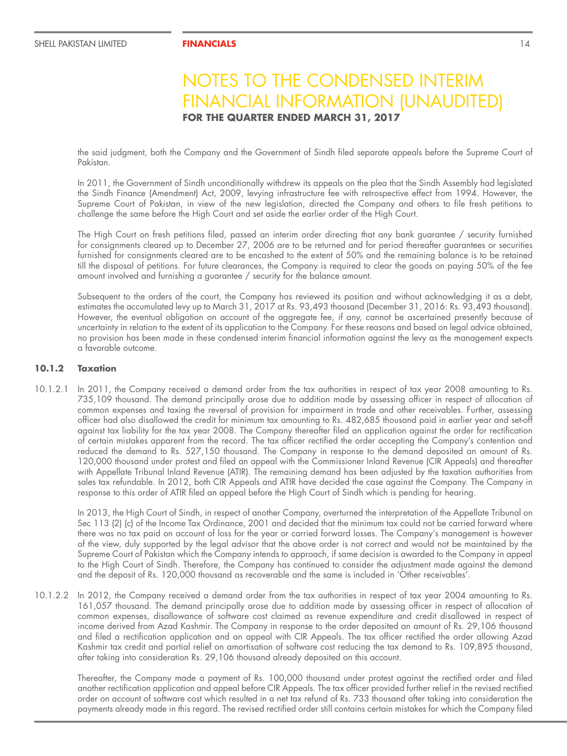# NOTES TO THE CONDENSED INTERIM FINANCIAL INFORMATION (UNAUDITED)

**FOR THE QUARTER ENDED MARCH 31, 2017**

the said judgment, both the Company and the Government of Sindh filed separate appeals before the Supreme Court of Pakistan.

In 2011, the Government of Sindh unconditionally withdrew its appeals on the plea that the Sindh Assembly had legislated the Sindh Finance (Amendment) Act, 2009, levying infrastructure fee with retrospective effect from 1994. However, the Supreme Court of Pakistan, in view of the new legislation, directed the Company and others to file fresh petitions to challenge the same before the High Court and set aside the earlier order of the High Court.

The High Court on fresh petitions filed, passed an interim order directing that any bank guarantee / security furnished for consignments cleared up to December 27, 2006 are to be returned and for period thereafter guarantees or securities furnished for consignments cleared are to be encashed to the extent of 50% and the remaining balance is to be retained till the disposal of petitions. For future clearances, the Company is required to clear the goods on paying 50% of the fee amount involved and furnishing a guarantee / security for the balance amount.

Subsequent to the orders of the court, the Company has reviewed its position and without acknowledging it as a debt, estimates the accumulated levy up to March 31, 2017 at Rs. 93,493 thousand (December 31, 2016: Rs. 93,493 thousand). However, the eventual obligation on account of the aggregate fee, if any, cannot be ascertained presently because of uncertainty in relation to the extent of its application to the Company. For these reasons and based on legal advice obtained, no provision has been made in these condensed interim financial information against the levy as the management expects a favorable outcome.

### 10.1.2 Taxation

10.1.2.1 In 2011, the Company received a demand order from the tax authorities in respect of tax year 2008 amounting to Rs. 735,109 thousand. The demand principally arose due to addition made by assessing officer in respect of allocation of common expenses and taxing the reversal of provision for impairment in trade and other receivables. Further, assessing officer had also disallowed the credit for minimum tax amounting to Rs. 482,685 thousand paid in earlier year and set-off against tax liability for the tax year 2008. The Company thereafter filed an application against the order for rectification of certain mistakes apparent from the record. The tax officer rectified the order accepting the Company's contention and reduced the demand to Rs. 527,150 thousand. The Company in response to the demand deposited an amount of Rs. 120,000 thousand under protest and filed an appeal with the Commissioner Inland Revenue (CIR Appeals) and thereafter with Appellate Tribunal Inland Revenue (ATIR). The remaining demand has been adjusted by the taxation authorities from sales tax refundable. In 2012, both CIR Appeals and ATIR have decided the case against the Company. The Company in response to this order of ATIR filed an appeal before the High Court of Sindh which is pending for hearing.

In 2013, the High Court of Sindh, in respect of another Company, overturned the interpretation of the Appellate Tribunal on Sec 113 (2) (c) of the Income Tax Ordinance, 2001 and decided that the minimum tax could not be carried forward where there was no tax paid on account of loss for the year or carried forward losses. The Company's management is however of the view, duly supported by the legal advisor that the above order is not correct and would not be maintained by the Supreme Court of Pakistan which the Company intends to approach, if same decision is awarded to the Company in appeal to the High Court of Sindh. Therefore, the Company has continued to consider the adjustment made against the demand and the deposit of Rs. 120,000 thousand as recoverable and the same is included in 'Other receivables'.

10.1.2.2 In 2012, the Company received a demand order from the tax authorities in respect of tax year 2004 amounting to Rs. 161,057 thousand. The demand principally arose due to addition made by assessing officer in respect of allocation of common expenses, disallowance of software cost claimed as revenue expenditure and credit disallowed in respect of income derived from Azad Kashmir. The Company in response to the order deposited an amount of Rs. 29,106 thousand and filed a rectification application and an appeal with CIR Appeals. The tax officer rectified the order allowing Azad Kashmir tax credit and partial relief on amortisation of software cost reducing the tax demand to Rs. 109,895 thousand, after taking into consideration Rs. 29,106 thousand already deposited on this account.

Thereafter, the Company made a payment of Rs. 100,000 thousand under protest against the rectified order and filed another rectification application and appeal before CIR Appeals. The tax officer provided further relief in the revised rectified order on account of software cost which resulted in a net tax refund of Rs. 733 thousand after taking into consideration the payments already made in this regard. The revised rectified order still contains certain mistakes for which the Company filed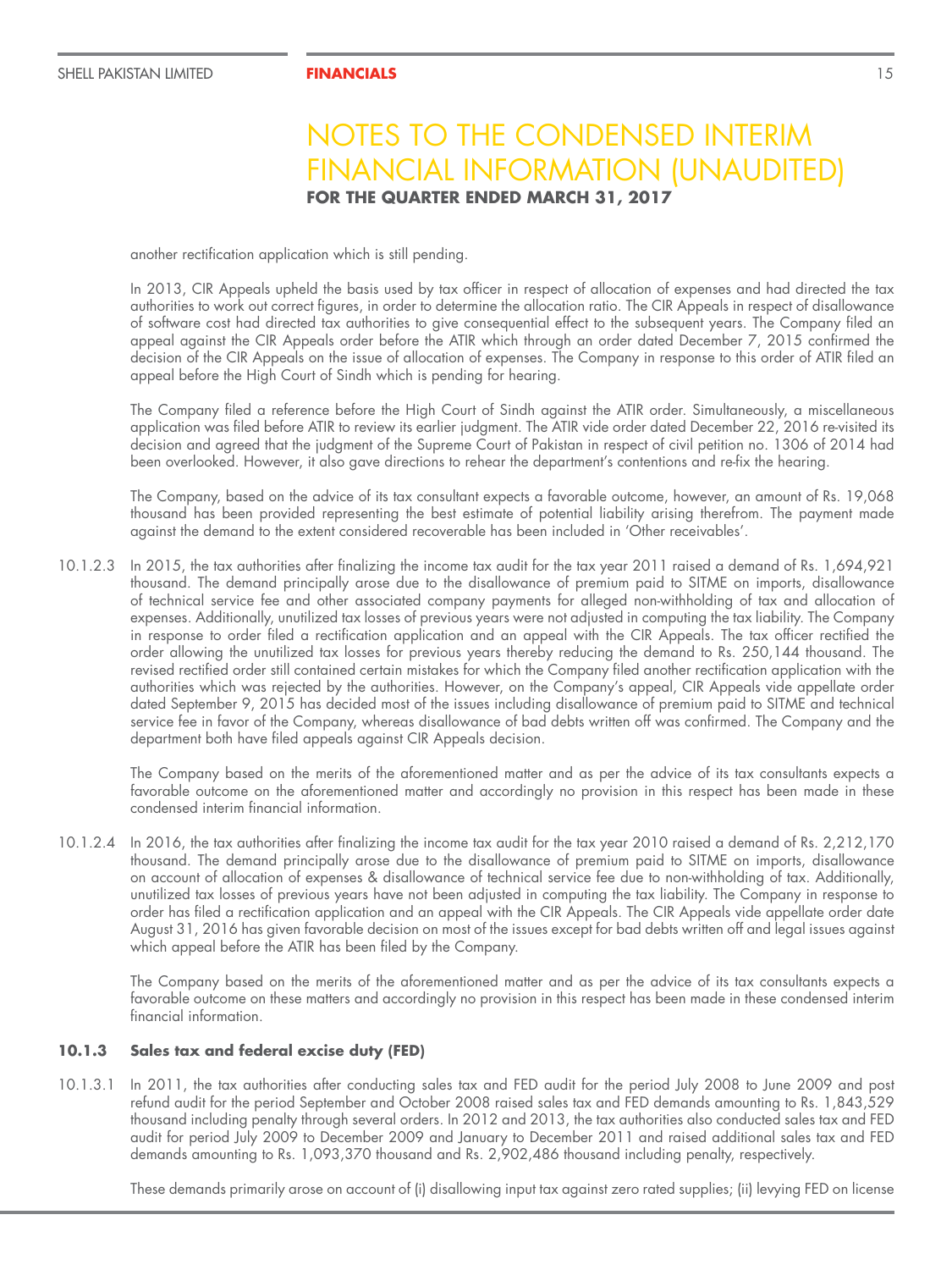# NOTES TO THE CONDENSED INTERIM FINANCIAL INFORMATION (UNAUDITED)

**FOR THE QUARTER ENDED MARCH 31, 2017**

another rectification application which is still pending.

In 2013, CIR Appeals upheld the basis used by tax officer in respect of allocation of expenses and had directed the tax authorities to work out correct figures, in order to determine the allocation ratio. The CIR Appeals in respect of disallowance of software cost had directed tax authorities to give consequential effect to the subsequent years. The Company filed an appeal against the CIR Appeals order before the ATIR which through an order dated December 7, 2015 confirmed the decision of the CIR Appeals on the issue of allocation of expenses. The Company in response to this order of ATIR filed an appeal before the High Court of Sindh which is pending for hearing.

The Company filed a reference before the High Court of Sindh against the ATIR order. Simultaneously, a miscellaneous application was filed before ATIR to review its earlier judgment. The ATIR vide order dated December 22, 2016 re-visited its decision and agreed that the judgment of the Supreme Court of Pakistan in respect of civil petition no. 1306 of 2014 had been overlooked. However, it also gave directions to rehear the department's contentions and re-fix the hearing.

The Company, based on the advice of its tax consultant expects a favorable outcome, however, an amount of Rs. 19,068 thousand has been provided representing the best estimate of potential liability arising therefrom. The payment made against the demand to the extent considered recoverable has been included in 'Other receivables'.

10.1.2.3 In 2015, the tax authorities after finalizing the income tax audit for the tax year 2011 raised a demand of Rs. 1,694,921 thousand. The demand principally arose due to the disallowance of premium paid to SITME on imports, disallowance of technical service fee and other associated company payments for alleged non-withholding of tax and allocation of expenses. Additionally, unutilized tax losses of previous years were not adjusted in computing the tax liability. The Company in response to order filed a rectification application and an appeal with the CIR Appeals. The tax officer rectified the order allowing the unutilized tax losses for previous years thereby reducing the demand to Rs. 250,144 thousand. The revised rectified order still contained certain mistakes for which the Company filed another rectification application with the authorities which was rejected by the authorities. However, on the Company's appeal, CIR Appeals vide appellate order dated September 9, 2015 has decided most of the issues including disallowance of premium paid to SITME and technical service fee in favor of the Company, whereas disallowance of bad debts written off was confirmed. The Company and the department both have filed appeals against CIR Appeals decision.

The Company based on the merits of the aforementioned matter and as per the advice of its tax consultants expects a favorable outcome on the aforementioned matter and accordingly no provision in this respect has been made in these condensed interim financial information.

10.1.2.4 In 2016, the tax authorities after finalizing the income tax audit for the tax year 2010 raised a demand of Rs. 2,212,170 thousand. The demand principally arose due to the disallowance of premium paid to SITME on imports, disallowance on account of allocation of expenses & disallowance of technical service fee due to non-withholding of tax. Additionally, unutilized tax losses of previous years have not been adjusted in computing the tax liability. The Company in response to order has filed a rectification application and an appeal with the CIR Appeals. The CIR Appeals vide appellate order date August 31, 2016 has given favorable decision on most of the issues except for bad debts written off and legal issues against which appeal before the ATIR has been filed by the Company.

The Company based on the merits of the aforementioned matter and as per the advice of its tax consultants expects a favorable outcome on these matters and accordingly no provision in this respect has been made in these condensed interim financial information.

### 10.1.3 Sales tax and federal excise duty (FED)

10.1.3.1 In 2011, the tax authorities after conducting sales tax and FED audit for the period July 2008 to June 2009 and post refund audit for the period September and October 2008 raised sales tax and FED demands amounting to Rs. 1,843,529 thousand including penalty through several orders. In 2012 and 2013, the tax authorities also conducted sales tax and FED audit for period July 2009 to December 2009 and January to December 2011 and raised additional sales tax and FED demands amounting to Rs. 1,093,370 thousand and Rs. 2,902,486 thousand including penalty, respectively.

These demands primarily arose on account of (i) disallowing input tax against zero rated supplies; (ii) levying FED on license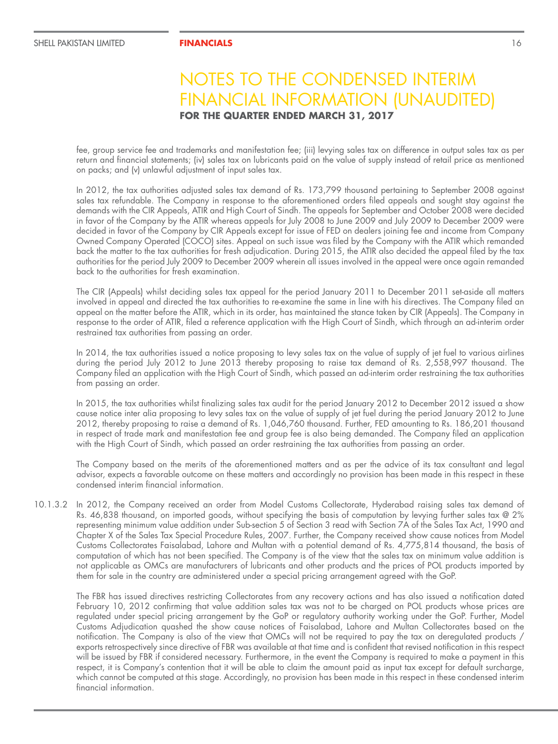# NOTES TO THE CONDENSED INTERIM FINANCIAL INFORMATION (UNAUDITED)

**FOR THE QUARTER ENDED MARCH 31, 2017**

fee, group service fee and trademarks and manifestation fee; (iii) levying sales tax on difference in output sales tax as per return and financial statements; (iv) sales tax on lubricants paid on the value of supply instead of retail price as mentioned on packs; and (v) unlawful adjustment of input sales tax.

In 2012, the tax authorities adjusted sales tax demand of Rs. 173,799 thousand pertaining to September 2008 against sales tax refundable. The Company in response to the aforementioned orders filed appeals and sought stay against the demands with the CIR Appeals, ATIR and High Court of Sindh. The appeals for September and October 2008 were decided in favor of the Company by the ATIR whereas appeals for July 2008 to June 2009 and July 2009 to December 2009 were decided in favor of the Company by CIR Appeals except for issue of FED on dealers joining fee and income from Company Owned Company Operated (COCO) sites. Appeal on such issue was filed by the Company with the ATIR which remanded back the matter to the tax authorities for fresh adjudication. During 2015, the ATIR also decided the appeal filed by the tax authorities for the period July 2009 to December 2009 wherein all issues involved in the appeal were once again remanded back to the authorities for fresh examination.

The CIR (Appeals) whilst deciding sales tax appeal for the period January 2011 to December 2011 set-aside all matters involved in appeal and directed the tax authorities to re-examine the same in line with his directives. The Company filed an appeal on the matter before the ATIR, which in its order, has maintained the stance taken by CIR (Appeals). The Company in response to the order of ATIR, filed a reference application with the High Court of Sindh, which through an ad-interim order restrained tax authorities from passing an order.

In 2014, the tax authorities issued a notice proposing to levy sales tax on the value of supply of jet fuel to various airlines during the period July 2012 to June 2013 thereby proposing to raise tax demand of Rs. 2,558,997 thousand. The Company filed an application with the High Court of Sindh, which passed an ad-interim order restraining the tax authorities from passing an order.

In 2015, the tax authorities whilst finalizing sales tax audit for the period January 2012 to December 2012 issued a show cause notice inter alia proposing to levy sales tax on the value of supply of jet fuel during the period January 2012 to June 2012, thereby proposing to raise a demand of Rs. 1,046,760 thousand. Further, FED amounting to Rs. 186,201 thousand in respect of trade mark and manifestation fee and group fee is also being demanded. The Company filed an application with the High Court of Sindh, which passed an order restraining the tax authorities from passing an order.

The Company based on the merits of the aforementioned matters and as per the advice of its tax consultant and legal advisor, expects a favorable outcome on these matters and accordingly no provision has been made in this respect in these condensed interim financial information.

10.1.3.2 In 2012, the Company received an order from Model Customs Collectorate, Hyderabad raising sales tax demand of Rs. 46,838 thousand, on imported goods, without specifying the basis of computation by levying further sales tax @ 2% representing minimum value addition under Sub-section 5 of Section 3 read with Section 7A of the Sales Tax Act, 1990 and Chapter X of the Sales Tax Special Procedure Rules, 2007. Further, the Company received show cause notices from Model Customs Collectorates Faisalabad, Lahore and Multan with a potential demand of Rs. 4,775,814 thousand, the basis of computation of which has not been specified. The Company is of the view that the sales tax on minimum value addition is not applicable as OMCs are manufacturers of lubricants and other products and the prices of POL products imported by them for sale in the country are administered under a special pricing arrangement agreed with the GoP.

The FBR has issued directives restricting Collectorates from any recovery actions and has also issued a notification dated February 10, 2012 confirming that value addition sales tax was not to be charged on POL products whose prices are regulated under special pricing arrangement by the GoP or regulatory authority working under the GoP. Further, Model Customs Adjudication quashed the show cause notices of Faisalabad, Lahore and Multan Collectorates based on the notification. The Company is also of the view that OMCs will not be required to pay the tax on deregulated products / exports retrospectively since directive of FBR was available at that time and is confident that revised notification in this respect will be issued by FBR if considered necessary. Furthermore, in the event the Company is required to make a payment in this respect, it is Company's contention that it will be able to claim the amount paid as input tax except for default surcharge, which cannot be computed at this stage. Accordingly, no provision has been made in this respect in these condensed interim financial information.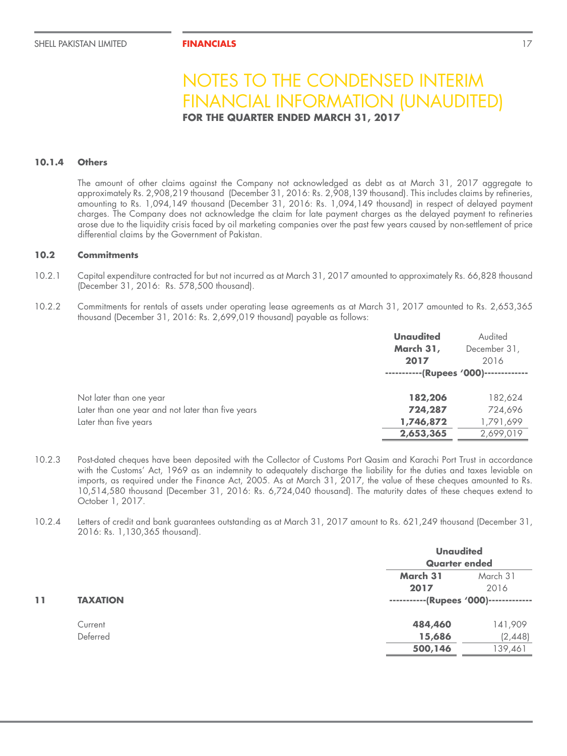# NOTES TO THE CONDENSED INTERIM FINANCIAL INFORMATION (UNAUDITED)

**FOR THE QUARTER ENDED MARCH 31, 2017**

#### 10.1.4 Others

The amount of other claims against the Company not acknowledged as debt as at March 31, 2017 aggregate to approximately Rs. 2,908,219 thousand (December 31, 2016: Rs. 2,908,139 thousand). This includes claims by refineries, amounting to Rs. 1,094,149 thousand (December 31, 2016: Rs. 1,094,149 thousand) in respect of delayed payment charges. The Company does not acknowledge the claim for late payment charges as the delayed payment to refineries arose due to the liquidity crisis faced by oil marketing companies over the past few years caused by non-settlement of price differential claims by the Government of Pakistan.

#### 10.2 Commitments

10.2.1 Capital expenditure contracted for but not incurred as at March 31, 2017 amounted to approximately Rs. 66,828 thousand (December 31, 2016: Rs. 578,500 thousand).

10.2.2 Commitments for rentals of assets under operating lease agreements as at March 31, 2017 amounted to Rs. 2,653,365 thousand (December 31, 2016: Rs. 2,699,019 thousand) payable as follows:

| | **Unaudited March 31, 2017** | Audited December 31, 2016 |
|---|---|---|
| | **(Rupees '000)** | |
| Not later than one year | **182,206** | 182,624 |
| Later than one year and not later than five years | **724,287** | 724,696 |
| Later than five years | **1,746,872** | 1,791,699 |
| | **2,653,365** | 2,699,019 |

10.2.3 Post-dated cheques have been deposited with the Collector of Customs Port Qasim and Karachi Port Trust in accordance with the Customs' Act, 1969 as an indemnity to adequately discharge the liability for the duties and taxes leviable on imports, as required under the Finance Act, 2005. As at March 31, 2017, the value of these cheques amounted to Rs. 10,514,580 thousand (December 31, 2016: Rs. 6,724,040 thousand). The maturity dates of these cheques extend to October 1, 2017.

10.2.4 Letters of credit and bank guarantees outstanding as at March 31, 2017 amount to Rs. 621,249 thousand (December 31, 2016: Rs. 1,130,365 thousand).

### 11 TAXATION

| | **Unaudited Quarter ended** | |
|---|---|---|
| | **March 31 2017** | March 31 2016 |
| | **(Rupees '000)** | |
| Current | **484,460** | 141,909 |
| Deferred | **15,686** | (2,448) |
| | **500,146** | 139,461 |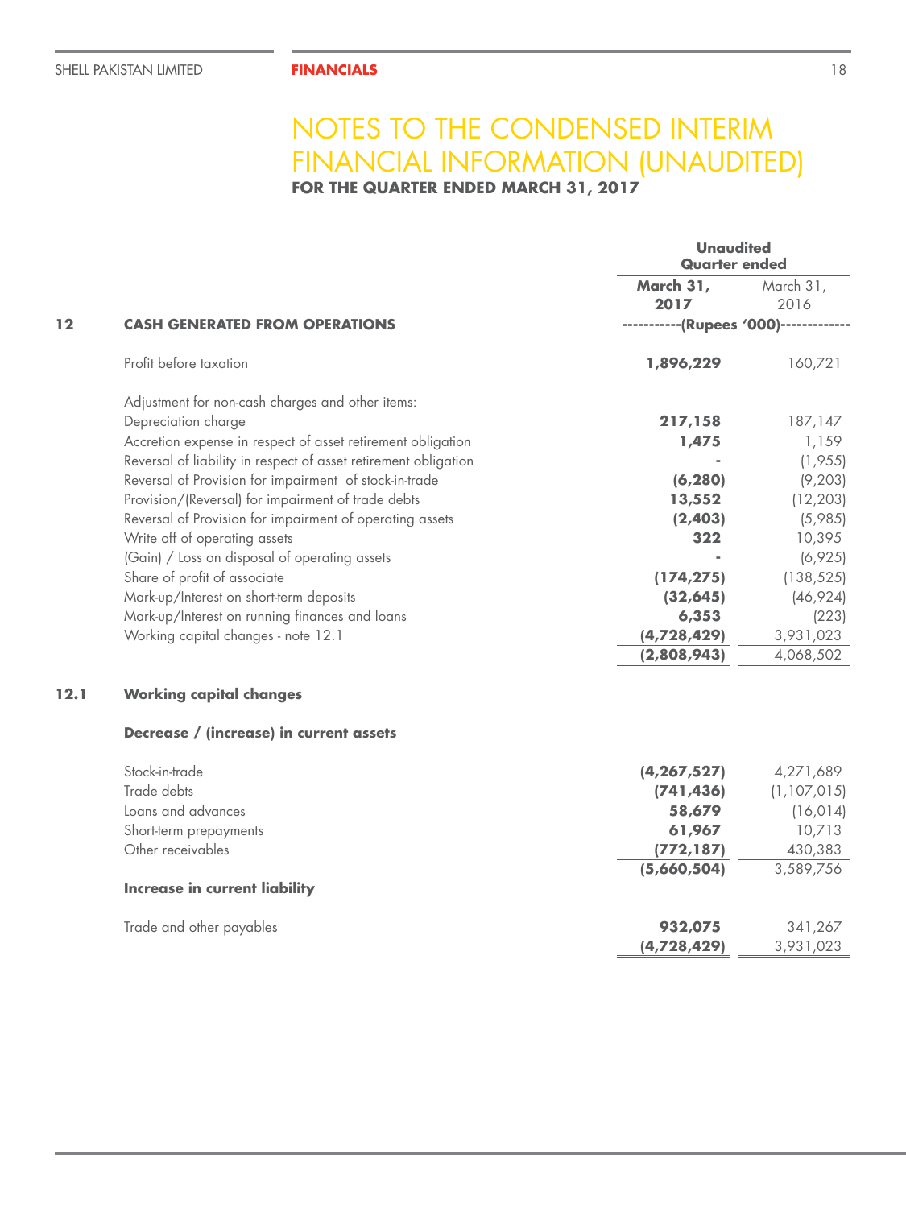# NOTES TO THE CONDENSED INTERIM FINANCIAL INFORMATION (UNAUDITED)

**FOR THE QUARTER ENDED MARCH 31, 2017**

| | | Unaudited Quarter ended | |
|---|---|---|---|
| | | **March 31, 2017** | March 31, 2016 |
| **12** | **CASH GENERATED FROM OPERATIONS** | -----------(Rupees '000)------------- | |
| | Profit before taxation | **1,896,229** | 160,721 |
| | Adjustment for non-cash charges and other items: | | |
| | Depreciation charge | **217,158** | 187,147 |
| | Accretion expense in respect of asset retirement obligation | **1,475** | 1,159 |
| | Reversal of liability in respect of asset retirement obligation | **-** | (1,955) |
| | Reversal of Provision for impairment of stock-in-trade | **(6,280)** | (9,203) |
| | Provision/(Reversal) for impairment of trade debts | **13,552** | (12,203) |
| | Reversal of Provision for impairment of operating assets | **(2,403)** | (5,985) |
| | Write off of operating assets | **322** | 10,395 |
| | (Gain) / Loss on disposal of operating assets | **-** | (6,925) |
| | Share of profit of associate | **(174,275)** | (138,525) |
| | Mark-up/Interest on short-term deposits | **(32,645)** | (46,924) |
| | Mark-up/Interest on running finances and loans | **6,353** | (223) |
| | Working capital changes - note 12.1 | **(4,728,429)** | 3,931,023 |
| | | **(2,808,943)** | 4,068,502 |
| **12.1** | **Working capital changes** | | |
| | **Decrease / (increase) in current assets** | | |
| | Stock-in-trade | **(4,267,527)** | 4,271,689 |
| | Trade debts | **(741,436)** | (1,107,015) |
| | Loans and advances | **58,679** | (16,014) |
| | Short-term prepayments | **61,967** | 10,713 |
| | Other receivables | **(772,187)** | 430,383 |
| | | **(5,660,504)** | 3,589,756 |
| | **Increase in current liability** | | |
| | Trade and other payables | **932,075** | 341,267 |
| | | **(4,728,429)** | 3,931,023 |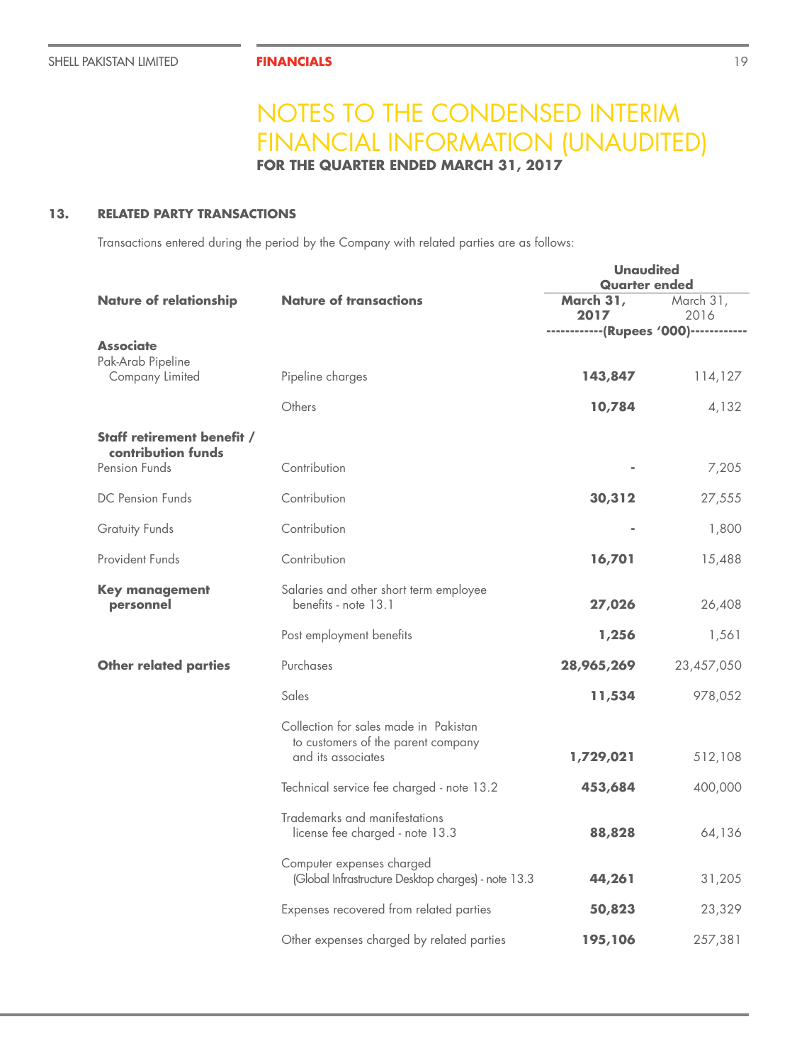# NOTES TO THE CONDENSED INTERIM FINANCIAL INFORMATION (UNAUDITED)

**FOR THE QUARTER ENDED MARCH 31, 2017**

## 13. RELATED PARTY TRANSACTIONS

Transactions entered during the period by the Company with related parties are as follows:

| Nature of relationship | Nature of transactions | Unaudited Quarter ended March 31, 2017 | March 31, 2016 |
|---|---|---|---|
| | | ------------(Rupees '000)------------ | |
| **Associate** | | | |
| Pak-Arab Pipeline Company Limited | Pipeline charges | **143,847** | 114,127 |
| | Others | **10,784** | 4,132 |
| **Staff retirement benefit / contribution funds** | | | |
| Pension Funds | Contribution | **-** | 7,205 |
| DC Pension Funds | Contribution | **30,312** | 27,555 |
| Gratuity Funds | Contribution | **-** | 1,800 |
| Provident Funds | Contribution | **16,701** | 15,488 |
| **Key management personnel** | Salaries and other short term employee benefits - note 13.1 | **27,026** | 26,408 |
| | Post employment benefits | **1,256** | 1,561 |
| **Other related parties** | Purchases | **28,965,269** | 23,457,050 |
| | Sales | **11,534** | 978,052 |
| | Collection for sales made in Pakistan to customers of the parent company and its associates | **1,729,021** | 512,108 |
| | Technical service fee charged - note 13.2 | **453,684** | 400,000 |
| | Trademarks and manifestations license fee charged - note 13.3 | **88,828** | 64,136 |
| | Computer expenses charged (Global Infrastructure Desktop charges) - note 13.3 | **44,261** | 31,205 |
| | Expenses recovered from related parties | **50,823** | 23,329 |
| | Other expenses charged by related parties | **195,106** | 257,381 |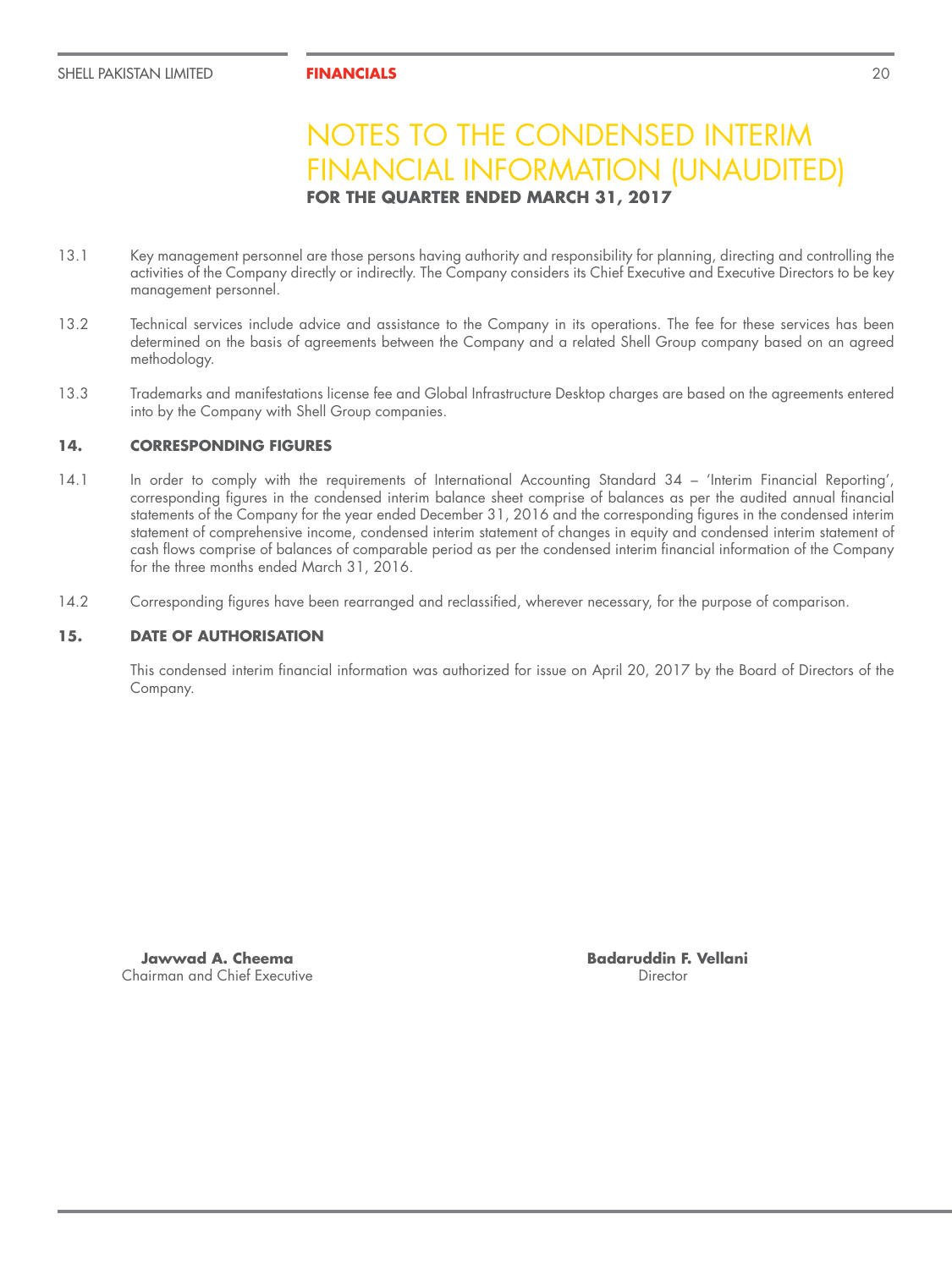# NOTES TO THE CONDENSED INTERIM FINANCIAL INFORMATION (UNAUDITED)

**FOR THE QUARTER ENDED MARCH 31, 2017**

13.1 Key management personnel are those persons having authority and responsibility for planning, directing and controlling the activities of the Company directly or indirectly. The Company considers its Chief Executive and Executive Directors to be key management personnel.

13.2 Technical services include advice and assistance to the Company in its operations. The fee for these services has been determined on the basis of agreements between the Company and a related Shell Group company based on an agreed methodology.

13.3 Trademarks and manifestations license fee and Global Infrastructure Desktop charges are based on the agreements entered into by the Company with Shell Group companies.

## 14. CORRESPONDING FIGURES

14.1 In order to comply with the requirements of International Accounting Standard 34 – 'Interim Financial Reporting', corresponding figures in the condensed interim balance sheet comprise of balances as per the audited annual financial statements of the Company for the year ended December 31, 2016 and the corresponding figures in the condensed interim statement of comprehensive income, condensed interim statement of changes in equity and condensed interim statement of cash flows comprise of balances of comparable period as per the condensed interim financial information of the Company for the three months ended March 31, 2016.

14.2 Corresponding figures have been rearranged and reclassified, wherever necessary, for the purpose of comparison.

## 15. DATE OF AUTHORISATION

This condensed interim financial information was authorized for issue on April 20, 2017 by the Board of Directors of the Company.

**Jawwad A. Cheema**
Chairman and Chief Executive

**Badaruddin F. Vellani**
Director